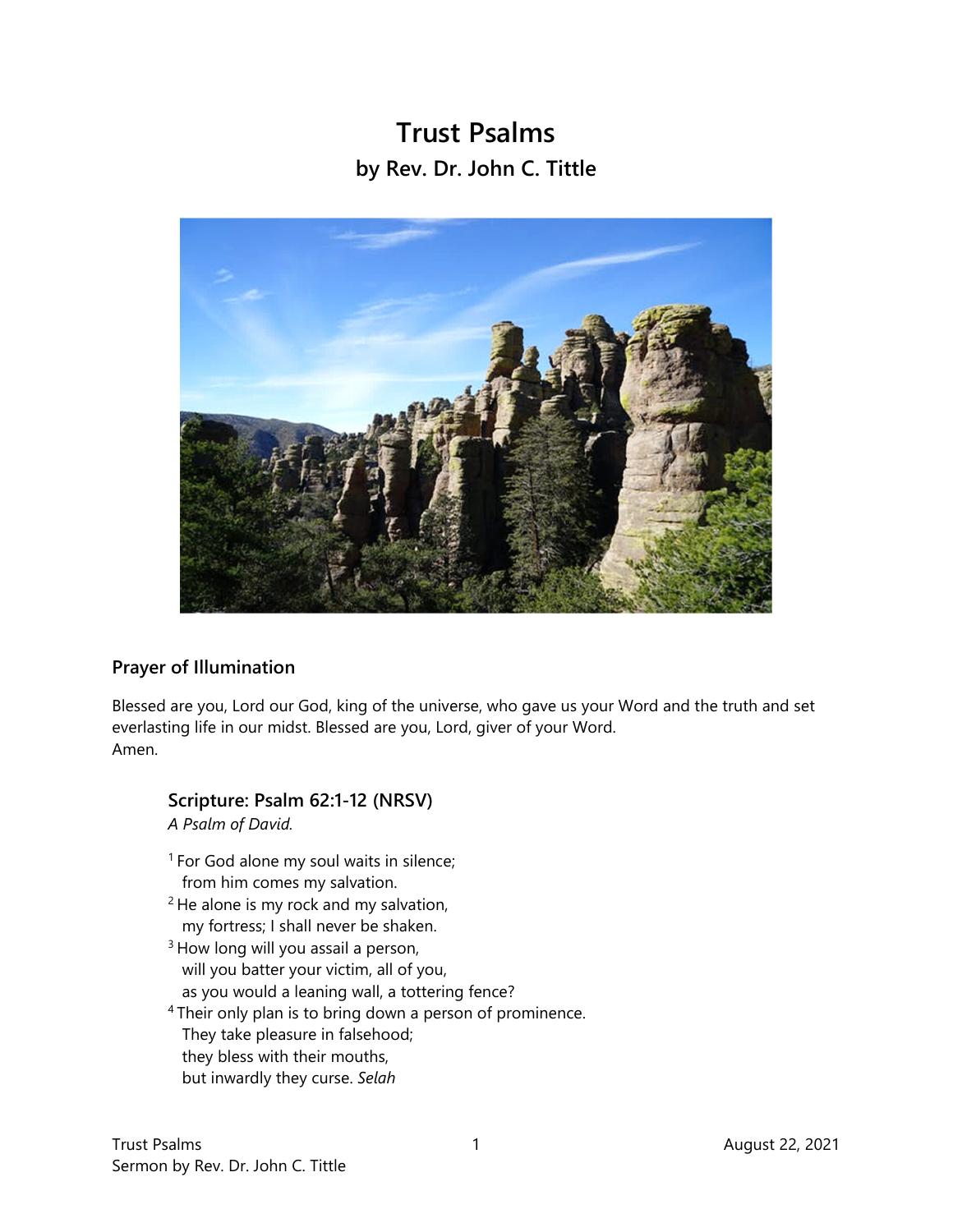# Trust Psalms

## by Rev. Dr. John C. Tittle

### Prayer of Illumination

Blessed are you, Lord our God, king of the universe, who gave us your Word and the truth and set everlasting life in our midst. Blessed are you, Lord, giver of your Word.
Amen.

### Scripture: Psalm 62:1-12 (NRSV)

*A Psalm of David.*

[1] For God alone my soul waits in silence;
  from him comes my salvation.
[2] He alone is my rock and my salvation,
  my fortress; I shall never be shaken.
[3] How long will you assail a person,
  will you batter your victim, all of you,
  as you would a leaning wall, a tottering fence?
[4] Their only plan is to bring down a person of prominence.
  They take pleasure in falsehood;
  they bless with their mouths,
  but inwardly they curse. *Selah*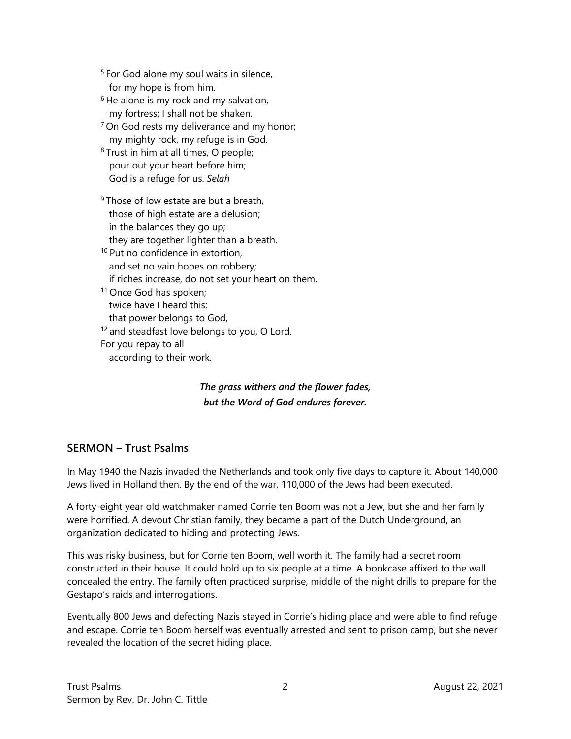[5] For God alone my soul waits in silence,
for my hope is from him.
[6] He alone is my rock and my salvation,
my fortress; I shall not be shaken.
[7] On God rests my deliverance and my honor;
my mighty rock, my refuge is in God.
[8] Trust in him at all times, O people;
pour out your heart before him;
God is a refuge for us. *Selah*

[9] Those of low estate are but a breath,
those of high estate are a delusion;
in the balances they go up;
they are together lighter than a breath.
[10] Put no confidence in extortion,
and set no vain hopes on robbery;
if riches increase, do not set your heart on them.
[11] Once God has spoken;
twice have I heard this:
that power belongs to God,
[12] and steadfast love belongs to you, O Lord.
For you repay to all
according to their work.

***The grass withers and the flower fades,***
***but the Word of God endures forever.***

## SERMON – Trust Psalms

In May 1940 the Nazis invaded the Netherlands and took only five days to capture it. About 140,000 Jews lived in Holland then. By the end of the war, 110,000 of the Jews had been executed.

A forty-eight year old watchmaker named Corrie ten Boom was not a Jew, but she and her family were horrified. A devout Christian family, they became a part of the Dutch Underground, an organization dedicated to hiding and protecting Jews.

This was risky business, but for Corrie ten Boom, well worth it. The family had a secret room constructed in their house. It could hold up to six people at a time. A bookcase affixed to the wall concealed the entry. The family often practiced surprise, middle of the night drills to prepare for the Gestapo's raids and interrogations.

Eventually 800 Jews and defecting Nazis stayed in Corrie's hiding place and were able to find refuge and escape. Corrie ten Boom herself was eventually arrested and sent to prison camp, but she never revealed the location of the secret hiding place.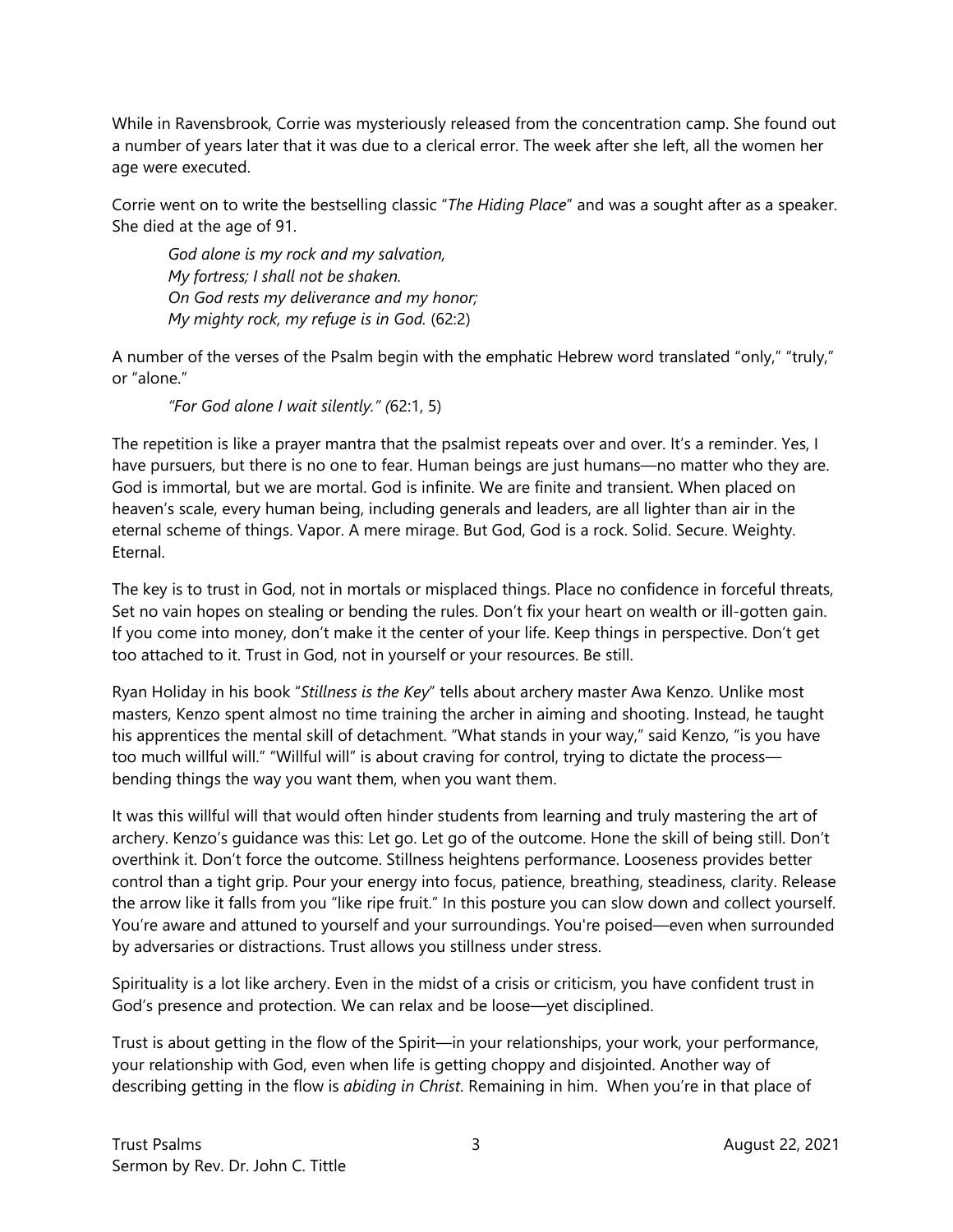While in Ravensbrook, Corrie was mysteriously released from the concentration camp. She found out a number of years later that it was due to a clerical error. The week after she left, all the women her age were executed.

Corrie went on to write the bestselling classic "*The Hiding Place*" and was a sought after as a speaker. She died at the age of 91.

> *God alone is my rock and my salvation,*
> *My fortress; I shall not be shaken.*
> *On God rests my deliverance and my honor;*
> *My mighty rock, my refuge is in God.* (62:2)

A number of the verses of the Psalm begin with the emphatic Hebrew word translated "only," "truly," or "alone."

> *"For God alone I wait silently." (*62:1, 5)

The repetition is like a prayer mantra that the psalmist repeats over and over. It's a reminder. Yes, I have pursuers, but there is no one to fear. Human beings are just humans—no matter who they are. God is immortal, but we are mortal. God is infinite. We are finite and transient. When placed on heaven's scale, every human being, including generals and leaders, are all lighter than air in the eternal scheme of things. Vapor. A mere mirage. But God, God is a rock. Solid. Secure. Weighty. Eternal.

The key is to trust in God, not in mortals or misplaced things. Place no confidence in forceful threats, Set no vain hopes on stealing or bending the rules. Don't fix your heart on wealth or ill-gotten gain. If you come into money, don't make it the center of your life. Keep things in perspective. Don't get too attached to it. Trust in God, not in yourself or your resources. Be still.

Ryan Holiday in his book "*Stillness is the Key*" tells about archery master Awa Kenzo. Unlike most masters, Kenzo spent almost no time training the archer in aiming and shooting. Instead, he taught his apprentices the mental skill of detachment. "What stands in your way," said Kenzo, "is you have too much willful will." "Willful will" is about craving for control, trying to dictate the process—bending things the way you want them, when you want them.

It was this willful will that would often hinder students from learning and truly mastering the art of archery. Kenzo's guidance was this: Let go. Let go of the outcome. Hone the skill of being still. Don't overthink it. Don't force the outcome. Stillness heightens performance. Looseness provides better control than a tight grip. Pour your energy into focus, patience, breathing, steadiness, clarity. Release the arrow like it falls from you "like ripe fruit." In this posture you can slow down and collect yourself. You're aware and attuned to yourself and your surroundings. You're poised—even when surrounded by adversaries or distractions. Trust allows you stillness under stress.

Spirituality is a lot like archery. Even in the midst of a crisis or criticism, you have confident trust in God's presence and protection. We can relax and be loose—yet disciplined.

Trust is about getting in the flow of the Spirit—in your relationships, your work, your performance, your relationship with God, even when life is getting choppy and disjointed. Another way of describing getting in the flow is *abiding in Christ*. Remaining in him. When you're in that place of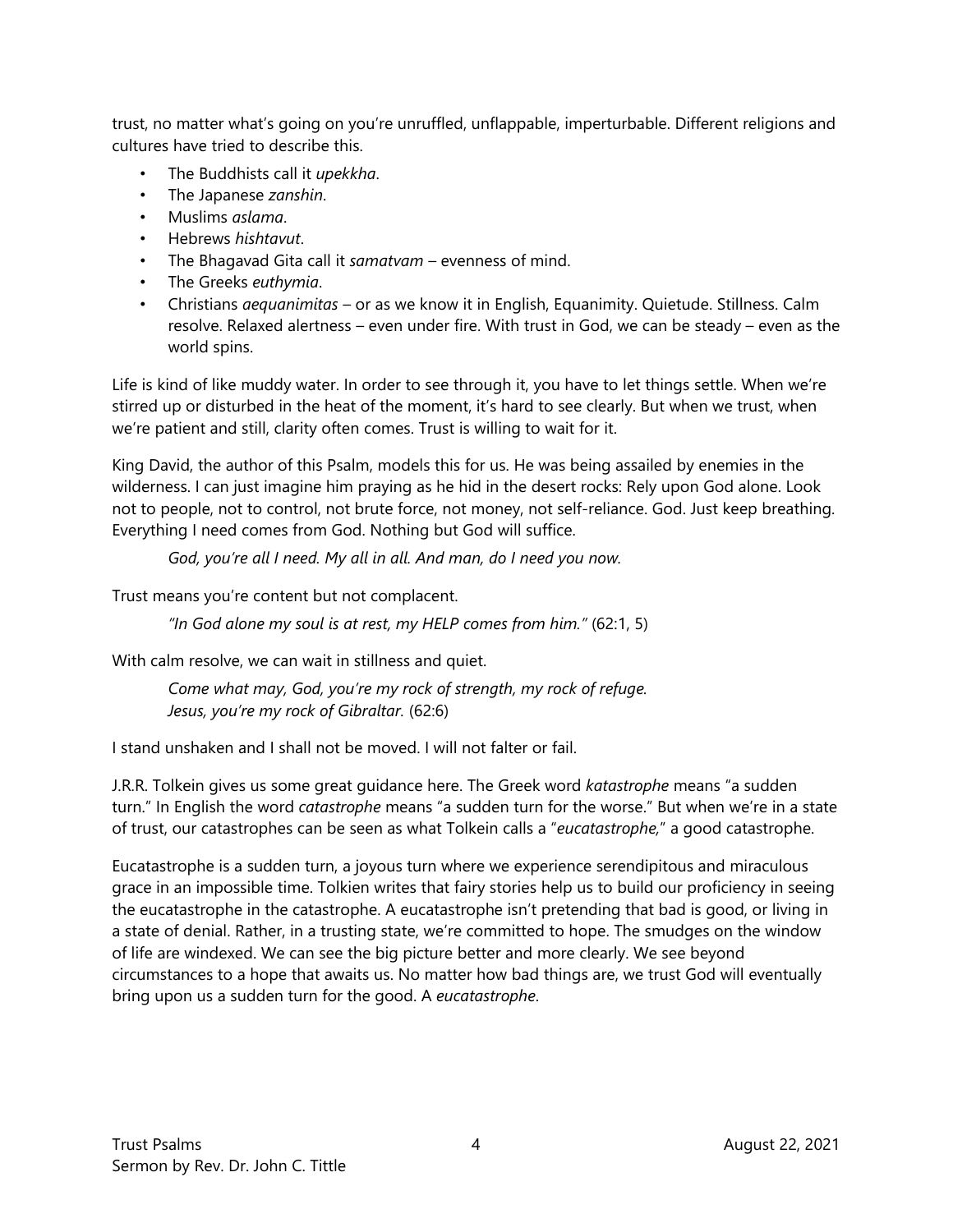trust, no matter what's going on you're unruffled, unflappable, imperturbable. Different religions and cultures have tried to describe this.

- The Buddhists call it *upekkha*.
- The Japanese *zanshin*.
- Muslims *aslama*.
- Hebrews *hishtavut*.
- The Bhagavad Gita call it *samatvam* – evenness of mind.
- The Greeks *euthymia*.
- Christians *aequanimitas* – or as we know it in English, Equanimity. Quietude. Stillness. Calm resolve. Relaxed alertness – even under fire. With trust in God, we can be steady – even as the world spins.

Life is kind of like muddy water. In order to see through it, you have to let things settle. When we're stirred up or disturbed in the heat of the moment, it's hard to see clearly. But when we trust, when we're patient and still, clarity often comes. Trust is willing to wait for it.

King David, the author of this Psalm, models this for us. He was being assailed by enemies in the wilderness. I can just imagine him praying as he hid in the desert rocks: Rely upon God alone. Look not to people, not to control, not brute force, not money, not self-reliance. God. Just keep breathing. Everything I need comes from God. Nothing but God will suffice.

> *God, you're all I need. My all in all. And man, do I need you now.*

Trust means you're content but not complacent.

> *"In God alone my soul is at rest, my HELP comes from him."* (62:1, 5)

With calm resolve, we can wait in stillness and quiet.

> *Come what may, God, you're my rock of strength, my rock of refuge.*
> *Jesus, you're my rock of Gibraltar.* (62:6)

I stand unshaken and I shall not be moved. I will not falter or fail.

J.R.R. Tolkein gives us some great guidance here. The Greek word *katastrophe* means "a sudden turn." In English the word *catastrophe* means "a sudden turn for the worse." But when we're in a state of trust, our catastrophes can be seen as what Tolkein calls a "*eucatastrophe,*" a good catastrophe.

Eucatastrophe is a sudden turn, a joyous turn where we experience serendipitous and miraculous grace in an impossible time. Tolkien writes that fairy stories help us to build our proficiency in seeing the eucatastrophe in the catastrophe. A eucatastrophe isn't pretending that bad is good, or living in a state of denial. Rather, in a trusting state, we're committed to hope. The smudges on the window of life are windexed. We can see the big picture better and more clearly. We see beyond circumstances to a hope that awaits us. No matter how bad things are, we trust God will eventually bring upon us a sudden turn for the good. A *eucatastrophe*.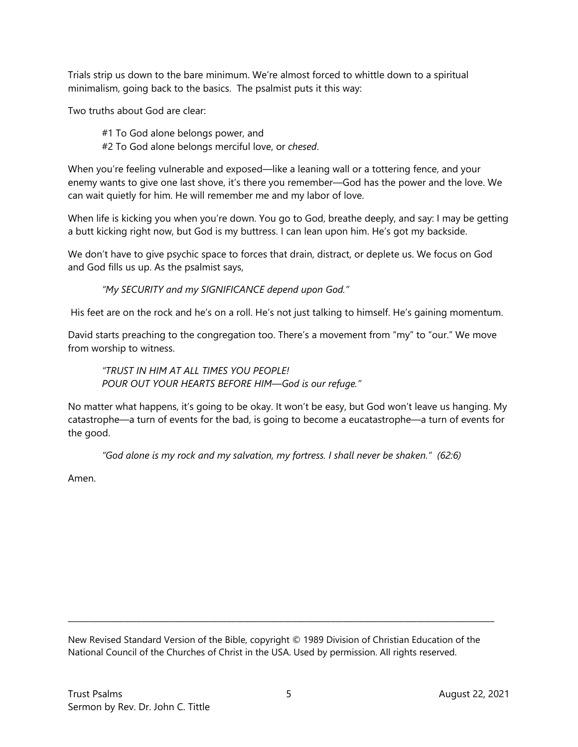Trials strip us down to the bare minimum. We're almost forced to whittle down to a spiritual minimalism, going back to the basics. The psalmist puts it this way:

Two truths about God are clear:

> #1 To God alone belongs power, and
> #2 To God alone belongs merciful love, or *chesed*.

When you're feeling vulnerable and exposed—like a leaning wall or a tottering fence, and your enemy wants to give one last shove, it's there you remember—God has the power and the love. We can wait quietly for him. He will remember me and my labor of love.

When life is kicking you when you're down. You go to God, breathe deeply, and say: I may be getting a butt kicking right now, but God is my buttress. I can lean upon him. He's got my backside.

We don't have to give psychic space to forces that drain, distract, or deplete us. We focus on God and God fills us up. As the psalmist says,

> *"My SECURITY and my SIGNIFICANCE depend upon God."*

His feet are on the rock and he's on a roll. He's not just talking to himself. He's gaining momentum.

David starts preaching to the congregation too. There's a movement from "my" to "our." We move from worship to witness.

> *"TRUST IN HIM AT ALL TIMES YOU PEOPLE!*
> *POUR OUT YOUR HEARTS BEFORE HIM—God is our refuge."*

No matter what happens, it's going to be okay. It won't be easy, but God won't leave us hanging. My catastrophe—a turn of events for the bad, is going to become a eucatastrophe—a turn of events for the good.

> *"God alone is my rock and my salvation, my fortress. I shall never be shaken." (62:6)*

Amen.

---

New Revised Standard Version of the Bible, copyright © 1989 Division of Christian Education of the National Council of the Churches of Christ in the USA. Used by permission. All rights reserved.